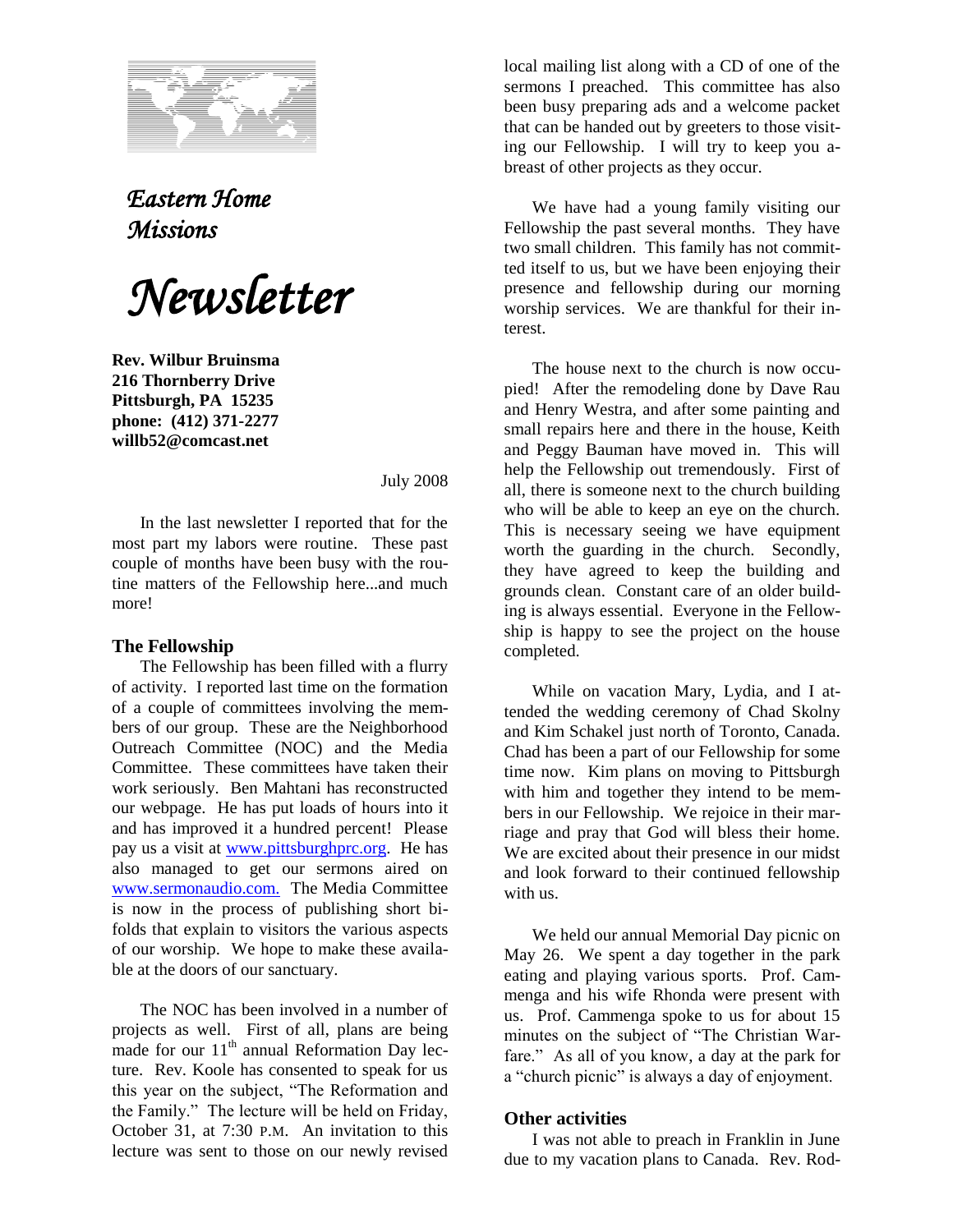# *Eastern Home Missions*

# *Newsletter*

**Rev. Wilbur Bruinsma**
**216 Thornberry Drive**
**Pittsburgh, PA 15235**
**phone: (412) 371-2277**
**willb52@comcast.net**

July 2008

In the last newsletter I reported that for the most part my labors were routine. These past couple of months have been busy with the routine matters of the Fellowship here...and much more!

### The Fellowship

The Fellowship has been filled with a flurry of activity. I reported last time on the formation of a couple of committees involving the members of our group. These are the Neighborhood Outreach Committee (NOC) and the Media Committee. These committees have taken their work seriously. Ben Mahtani has reconstructed our webpage. He has put loads of hours into it and has improved it a hundred percent! Please pay us a visit at www.pittsburghprc.org. He has also managed to get our sermons aired on www.sermonaudio.com. The Media Committee is now in the process of publishing short bi-folds that explain to visitors the various aspects of our worship. We hope to make these available at the doors of our sanctuary.

The NOC has been involved in a number of projects as well. First of all, plans are being made for our 11th annual Reformation Day lecture. Rev. Koole has consented to speak for us this year on the subject, "The Reformation and the Family." The lecture will be held on Friday, October 31, at 7:30 P.M. An invitation to this lecture was sent to those on our newly revised local mailing list along with a CD of one of the sermons I preached. This committee has also been busy preparing ads and a welcome packet that can be handed out by greeters to those visiting our Fellowship. I will try to keep you abreast of other projects as they occur.

We have had a young family visiting our Fellowship the past several months. They have two small children. This family has not committed itself to us, but we have been enjoying their presence and fellowship during our morning worship services. We are thankful for their interest.

The house next to the church is now occupied! After the remodeling done by Dave Rau and Henry Westra, and after some painting and small repairs here and there in the house, Keith and Peggy Bauman have moved in. This will help the Fellowship out tremendously. First of all, there is someone next to the church building who will be able to keep an eye on the church. This is necessary seeing we have equipment worth the guarding in the church. Secondly, they have agreed to keep the building and grounds clean. Constant care of an older building is always essential. Everyone in the Fellowship is happy to see the project on the house completed.

While on vacation Mary, Lydia, and I attended the wedding ceremony of Chad Skolny and Kim Schakel just north of Toronto, Canada. Chad has been a part of our Fellowship for some time now. Kim plans on moving to Pittsburgh with him and together they intend to be members in our Fellowship. We rejoice in their marriage and pray that God will bless their home. We are excited about their presence in our midst and look forward to their continued fellowship with us.

We held our annual Memorial Day picnic on May 26. We spent a day together in the park eating and playing various sports. Prof. Cammenga and his wife Rhonda were present with us. Prof. Cammenga spoke to us for about 15 minutes on the subject of "The Christian Warfare." As all of you know, a day at the park for a "church picnic" is always a day of enjoyment.

### Other activities

I was not able to preach in Franklin in June due to my vacation plans to Canada. Rev. Rod-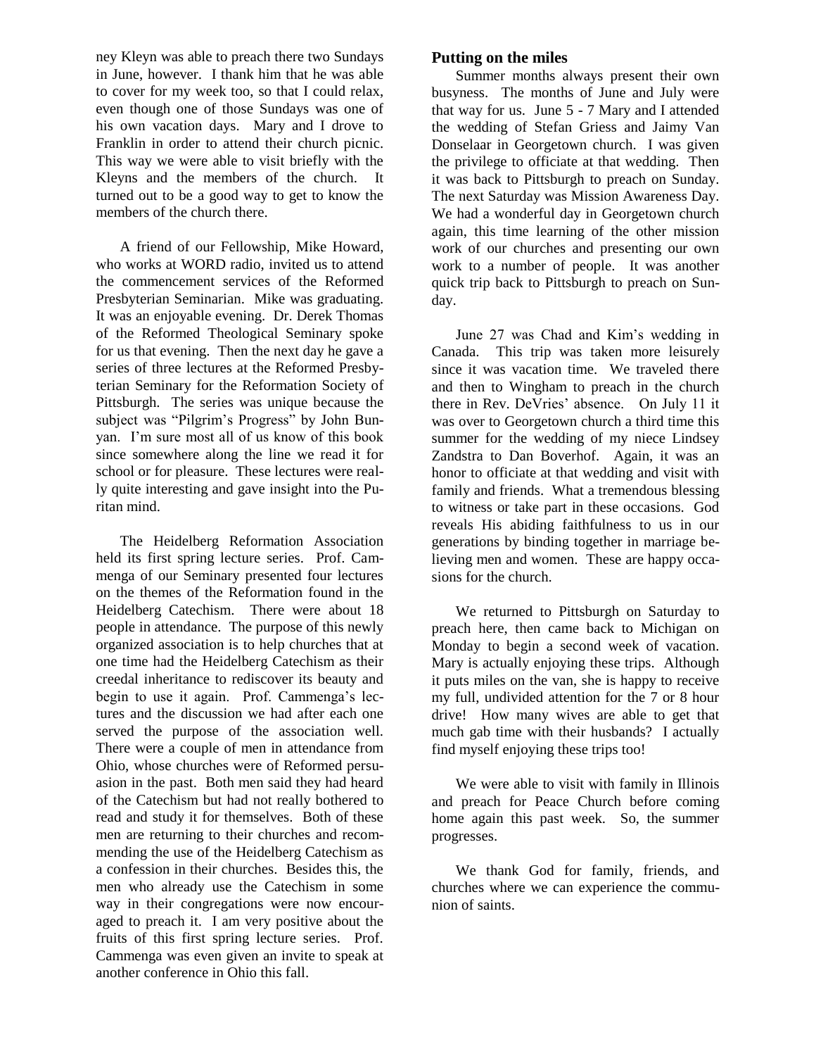ney Kleyn was able to preach there two Sundays in June, however. I thank him that he was able to cover for my week too, so that I could relax, even though one of those Sundays was one of his own vacation days. Mary and I drove to Franklin in order to attend their church picnic. This way we were able to visit briefly with the Kleyns and the members of the church. It turned out to be a good way to get to know the members of the church there.

A friend of our Fellowship, Mike Howard, who works at WORD radio, invited us to attend the commencement services of the Reformed Presbyterian Seminarian. Mike was graduating. It was an enjoyable evening. Dr. Derek Thomas of the Reformed Theological Seminary spoke for us that evening. Then the next day he gave a series of three lectures at the Reformed Presbyterian Seminary for the Reformation Society of Pittsburgh. The series was unique because the subject was "Pilgrim's Progress" by John Bunyan. I'm sure most all of us know of this book since somewhere along the line we read it for school or for pleasure. These lectures were really quite interesting and gave insight into the Puritan mind.

The Heidelberg Reformation Association held its first spring lecture series. Prof. Cammenga of our Seminary presented four lectures on the themes of the Reformation found in the Heidelberg Catechism. There were about 18 people in attendance. The purpose of this newly organized association is to help churches that at one time had the Heidelberg Catechism as their creedal inheritance to rediscover its beauty and begin to use it again. Prof. Cammenga's lectures and the discussion we had after each one served the purpose of the association well. There were a couple of men in attendance from Ohio, whose churches were of Reformed persuasion in the past. Both men said they had heard of the Catechism but had not really bothered to read and study it for themselves. Both of these men are returning to their churches and recommending the use of the Heidelberg Catechism as a confession in their churches. Besides this, the men who already use the Catechism in some way in their congregations were now encouraged to preach it. I am very positive about the fruits of this first spring lecture series. Prof. Cammenga was even given an invite to speak at another conference in Ohio this fall.

## Putting on the miles

Summer months always present their own busyness. The months of June and July were that way for us. June 5 - 7 Mary and I attended the wedding of Stefan Griess and Jaimy Van Donselaar in Georgetown church. I was given the privilege to officiate at that wedding. Then it was back to Pittsburgh to preach on Sunday. The next Saturday was Mission Awareness Day. We had a wonderful day in Georgetown church again, this time learning of the other mission work of our churches and presenting our own work to a number of people. It was another quick trip back to Pittsburgh to preach on Sunday.

June 27 was Chad and Kim's wedding in Canada. This trip was taken more leisurely since it was vacation time. We traveled there and then to Wingham to preach in the church there in Rev. DeVries' absence. On July 11 it was over to Georgetown church a third time this summer for the wedding of my niece Lindsey Zandstra to Dan Boverhof. Again, it was an honor to officiate at that wedding and visit with family and friends. What a tremendous blessing to witness or take part in these occasions. God reveals His abiding faithfulness to us in our generations by binding together in marriage believing men and women. These are happy occasions for the church.

We returned to Pittsburgh on Saturday to preach here, then came back to Michigan on Monday to begin a second week of vacation. Mary is actually enjoying these trips. Although it puts miles on the van, she is happy to receive my full, undivided attention for the 7 or 8 hour drive! How many wives are able to get that much gab time with their husbands? I actually find myself enjoying these trips too!

We were able to visit with family in Illinois and preach for Peace Church before coming home again this past week. So, the summer progresses.

We thank God for family, friends, and churches where we can experience the communion of saints.